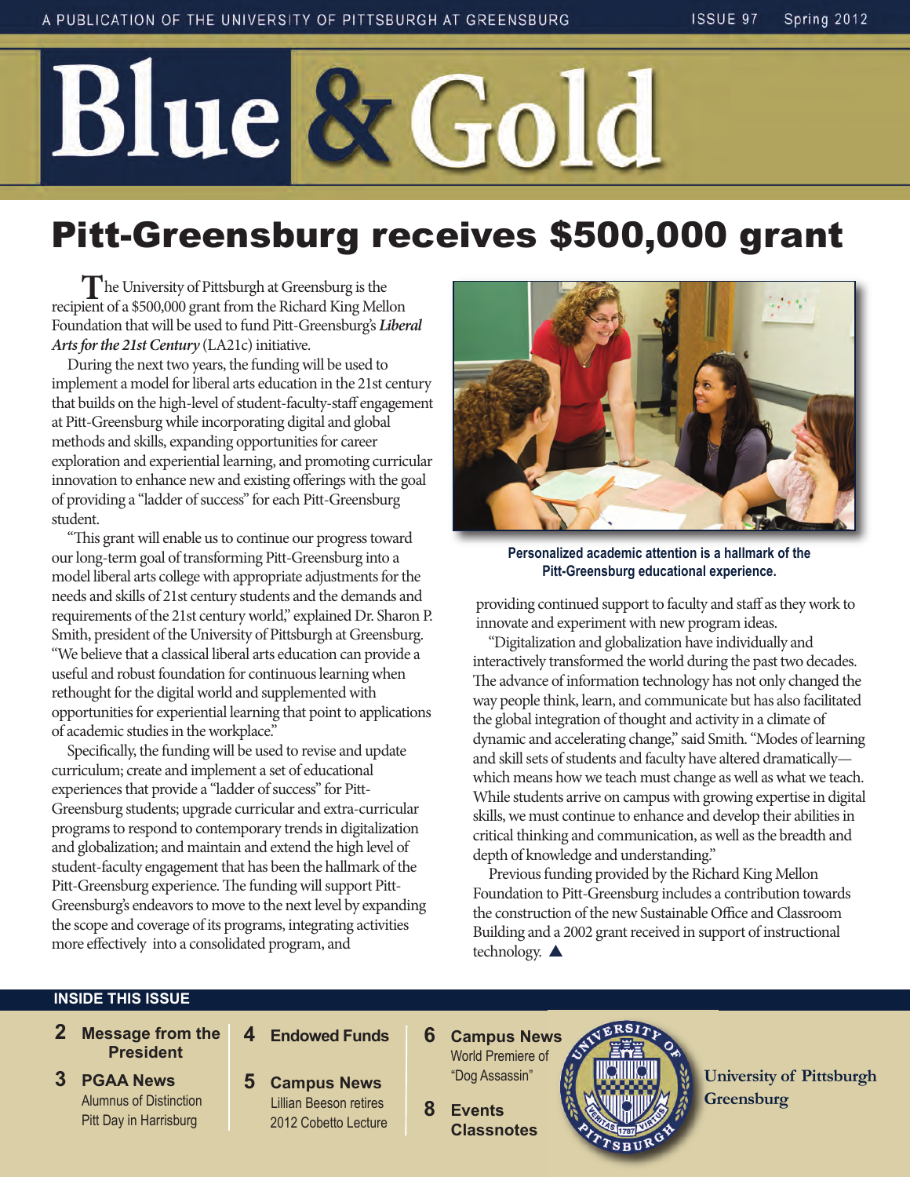A PUBLICATION OF THE UNIVERSITY OF PITTSBURGH AT GREENSBURG — ISSUE 97 — Spring 2012

# Blue & Gold

## Pitt-Greensburg receives $500,000 grant

The University of Pittsburgh at Greensburg is the recipient of a $500,000 grant from the Richard King Mellon Foundation that will be used to fund Pitt-Greensburg's ***Liberal Arts for the 21st Century*** (LA21c) initiative.

During the next two years, the funding will be used to implement a model for liberal arts education in the 21st century that builds on the high-level of student-faculty-staff engagement at Pitt-Greensburg while incorporating digital and global methods and skills, expanding opportunities for career exploration and experiential learning, and promoting curricular innovation to enhance new and existing offerings with the goal of providing a "ladder of success" for each Pitt-Greensburg student.

"This grant will enable us to continue our progress toward our long-term goal of transforming Pitt-Greensburg into a model liberal arts college with appropriate adjustments for the needs and skills of 21st century students and the demands and requirements of the 21st century world," explained Dr. Sharon P. Smith, president of the University of Pittsburgh at Greensburg. "We believe that a classical liberal arts education can provide a useful and robust foundation for continuous learning when rethought for the digital world and supplemented with opportunities for experiential learning that point to applications of academic studies in the workplace."

Specifically, the funding will be used to revise and update curriculum; create and implement a set of educational experiences that provide a "ladder of success" for Pitt-Greensburg students; upgrade curricular and extra-curricular programs to respond to contemporary trends in digitalization and globalization; and maintain and extend the high level of student-faculty engagement that has been the hallmark of the Pitt-Greensburg experience. The funding will support Pitt-Greensburg's endeavors to move to the next level by expanding the scope and coverage of its programs, integrating activities more effectively into a consolidated program, and providing continued support to faculty and staff as they work to innovate and experiment with new program ideas.

**Personalized academic attention is a hallmark of the Pitt-Greensburg educational experience.**

"Digitalization and globalization have individually and interactively transformed the world during the past two decades. The advance of information technology has not only changed the way people think, learn, and communicate but has also facilitated the global integration of thought and activity in a climate of dynamic and accelerating change," said Smith. "Modes of learning and skill sets of students and faculty have altered dramatically—which means how we teach must change as well as what we teach. While students arrive on campus with growing expertise in digital skills, we must continue to enhance and develop their abilities in critical thinking and communication, as well as the breadth and depth of knowledge and understanding."

Previous funding provided by the Richard King Mellon Foundation to Pitt-Greensburg includes a contribution towards the construction of the new Sustainable Office and Classroom Building and a 2002 grant received in support of instructional technology. ▲

### INSIDE THIS ISSUE

- **2 Message from the President**
- **3 PGAA News** — Alumnus of Distinction; Pitt Day in Harrisburg
- **4 Endowed Funds**
- **5 Campus News** — Lillian Beeson retires; 2012 Cobetto Lecture
- **6 Campus News** — World Premiere of "Dog Assassin"
- **8 Events; Classnotes**

**University of Pittsburgh Greensburg**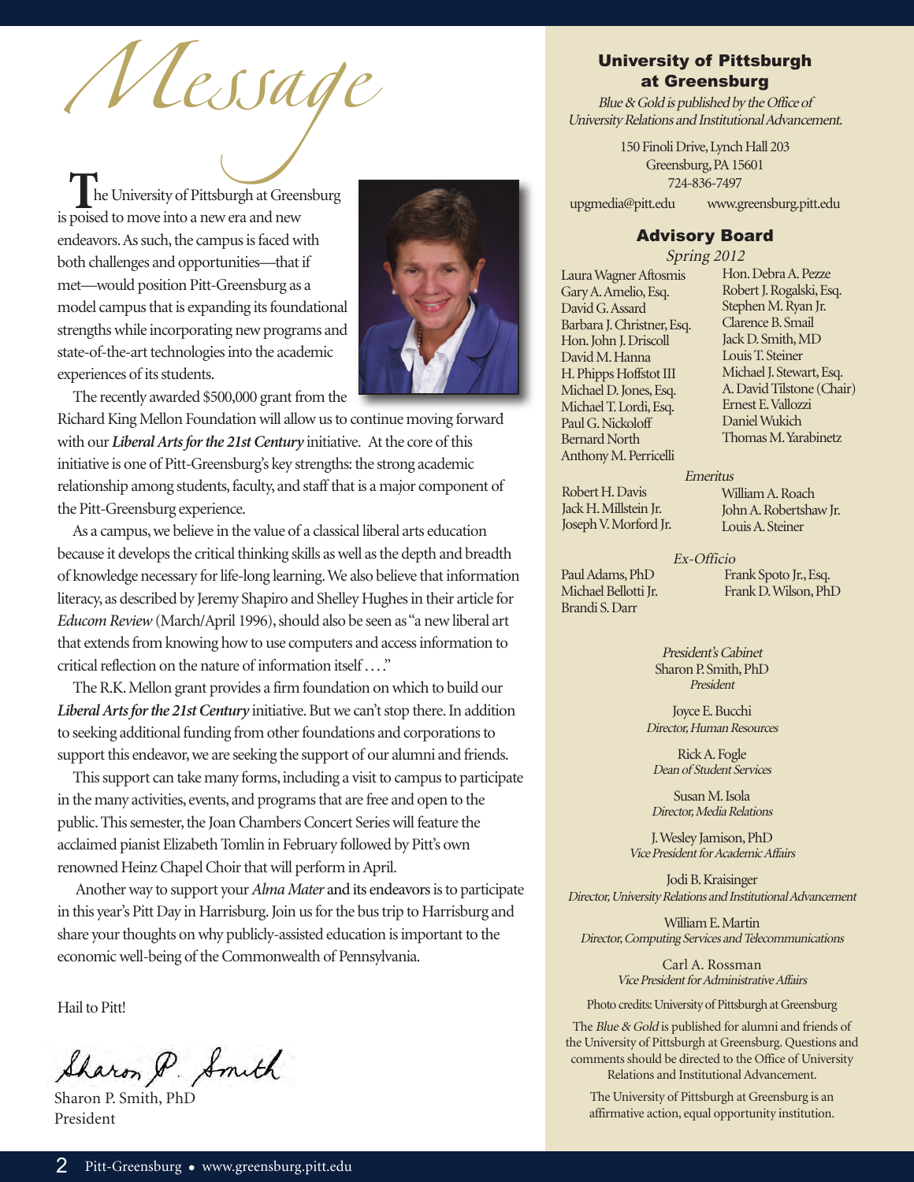# Message

The University of Pittsburgh at Greensburg is poised to move into a new era and new endeavors. As such, the campus is faced with both challenges and opportunities—that if met—would position Pitt-Greensburg as a model campus that is expanding its foundational strengths while incorporating new programs and state-of-the-art technologies into the academic experiences of its students.

The recently awarded $500,000 grant from the Richard King Mellon Foundation will allow us to continue moving forward with our ***Liberal Arts for the 21st Century*** initiative. At the core of this initiative is one of Pitt-Greensburg's key strengths: the strong academic relationship among students, faculty, and staff that is a major component of the Pitt-Greensburg experience.

As a campus, we believe in the value of a classical liberal arts education because it develops the critical thinking skills as well as the depth and breadth of knowledge necessary for life-long learning. We also believe that information literacy, as described by Jeremy Shapiro and Shelley Hughes in their article for *Educom Review* (March/April 1996), should also be seen as "a new liberal art that extends from knowing how to use computers and access information to critical reflection on the nature of information itself . . . ."

The R.K. Mellon grant provides a firm foundation on which to build our ***Liberal Arts for the 21st Century*** initiative. But we can't stop there. In addition to seeking additional funding from other foundations and corporations to support this endeavor, we are seeking the support of our alumni and friends.

This support can take many forms, including a visit to campus to participate in the many activities, events, and programs that are free and open to the public. This semester, the Joan Chambers Concert Series will feature the acclaimed pianist Elizabeth Tomlin in February followed by Pitt's own renowned Heinz Chapel Choir that will perform in April.

Another way to support your *Alma Mater* and its endeavors is to participate in this year's Pitt Day in Harrisburg. Join us for the bus trip to Harrisburg and share your thoughts on why publicly-assisted education is important to the economic well-being of the Commonwealth of Pennsylvania.

Hail to Pitt!

Sharon P. Smith

Sharon P. Smith, PhD
President

---

## University of Pittsburgh at Greensburg

*Blue & Gold is published by the Office of University Relations and Institutional Advancement.*

150 Finoli Drive, Lynch Hall 203
Greensburg, PA 15601
724-836-7497
upgmedia@pitt.edu www.greensburg.pitt.edu

## Advisory Board

*Spring 2012*

Laura Wagner Aftosmis
Gary A. Amelio, Esq.
David G. Assard
Barbara J. Christner, Esq.
Hon. John J. Driscoll
David M. Hanna
H. Phipps Hoffstot III
Michael D. Jones, Esq.
Michael T. Lordi, Esq.
Paul G. Nickoloff
Bernard North
Anthony M. Perricelli
Hon. Debra A. Pezze
Robert J. Rogalski, Esq.
Stephen M. Ryan Jr.
Clarence B. Smail
Jack D. Smith, MD
Louis T. Steiner
Michael J. Stewart, Esq.
A. David Tilstone (Chair)
Ernest E. Vallozzi
Daniel Wukich
Thomas M. Yarabinetz

*Emeritus*

Robert H. Davis
Jack H. Millstein Jr.
Joseph V. Morford Jr.
William A. Roach
John A. Robertshaw Jr.
Louis A. Steiner

*Ex-Officio*

Paul Adams, PhD
Michael Bellotti Jr.
Brandi S. Darr
Frank Spoto Jr., Esq.
Frank D. Wilson, PhD

*President's Cabinet*

Sharon P. Smith, PhD
*President*

Joyce E. Bucchi
*Director, Human Resources*

Rick A. Fogle
*Dean of Student Services*

Susan M. Isola
*Director, Media Relations*

J. Wesley Jamison, PhD
*Vice President for Academic Affairs*

Jodi B. Kraisinger
*Director, University Relations and Institutional Advancement*

William E. Martin
*Director, Computing Services and Telecommunications*

Carl A. Rossman
*Vice President for Administrative Affairs*

Photo credits: University of Pittsburgh at Greensburg

The *Blue & Gold* is published for alumni and friends of the University of Pittsburgh at Greensburg. Questions and comments should be directed to the Office of University Relations and Institutional Advancement.

The University of Pittsburgh at Greensburg is an affirmative action, equal opportunity institution.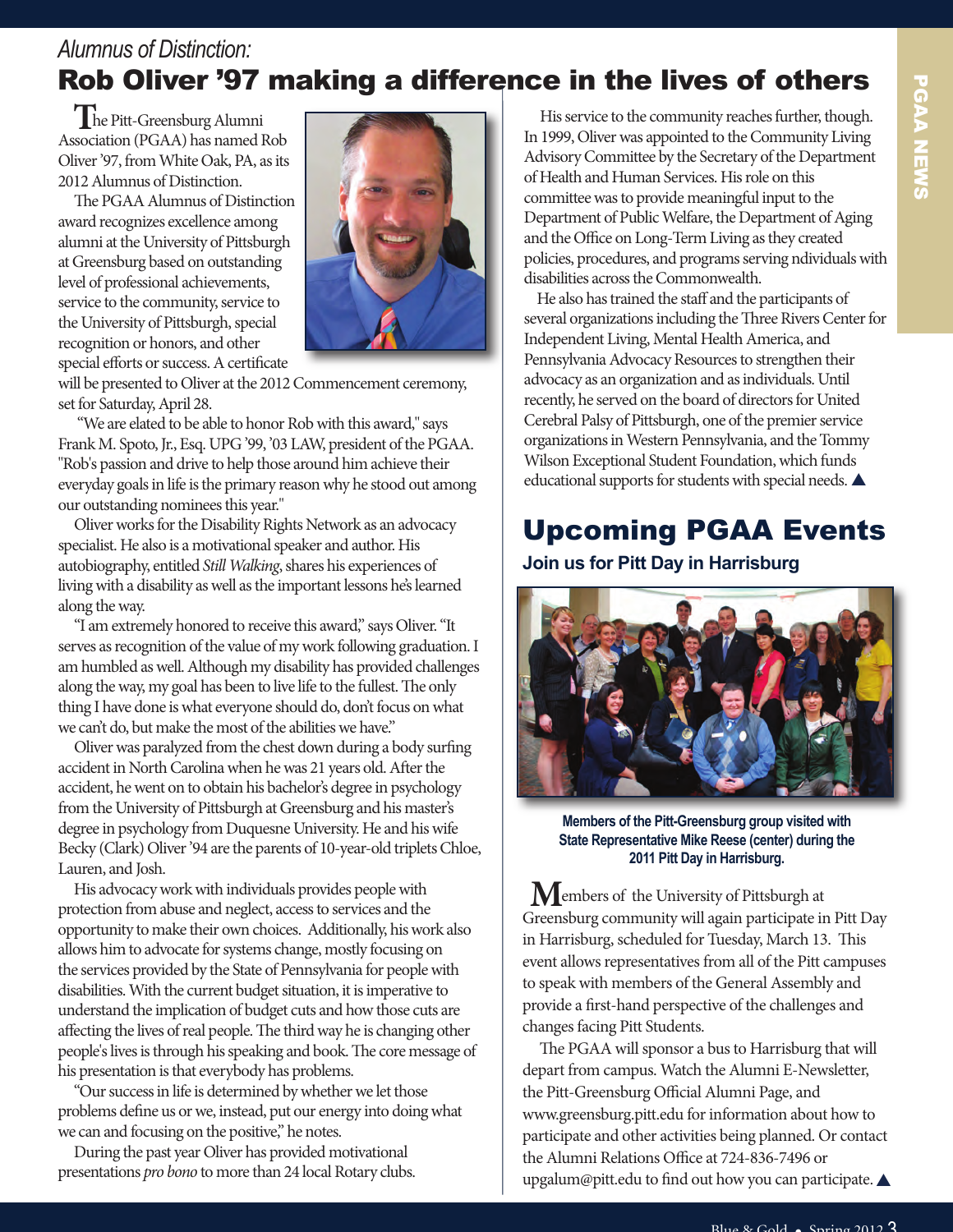*Alumnus of Distinction:*

# Rob Oliver '97 making a difference in the lives of others

The Pitt-Greensburg Alumni Association (PGAA) has named Rob Oliver '97, from White Oak, PA, as its 2012 Alumnus of Distinction.

The PGAA Alumnus of Distinction award recognizes excellence among alumni at the University of Pittsburgh at Greensburg based on outstanding level of professional achievements, service to the community, service to the University of Pittsburgh, special recognition or honors, and other special efforts or success. A certificate will be presented to Oliver at the 2012 Commencement ceremony, set for Saturday, April 28.

"We are elated to be able to honor Rob with this award," says Frank M. Spoto, Jr., Esq. UPG '99, '03 LAW, president of the PGAA. "Rob's passion and drive to help those around him achieve their everyday goals in life is the primary reason why he stood out among our outstanding nominees this year."

Oliver works for the Disability Rights Network as an advocacy specialist. He also is a motivational speaker and author. His autobiography, entitled *Still Walking*, shares his experiences of living with a disability as well as the important lessons he's learned along the way.

"I am extremely honored to receive this award," says Oliver. "It serves as recognition of the value of my work following graduation. I am humbled as well. Although my disability has provided challenges along the way, my goal has been to live life to the fullest. The only thing I have done is what everyone should do, don't focus on what we can't do, but make the most of the abilities we have."

Oliver was paralyzed from the chest down during a body surfing accident in North Carolina when he was 21 years old. After the accident, he went on to obtain his bachelor's degree in psychology from the University of Pittsburgh at Greensburg and his master's degree in psychology from Duquesne University. He and his wife Becky (Clark) Oliver '94 are the parents of 10-year-old triplets Chloe, Lauren, and Josh.

His advocacy work with individuals provides people with protection from abuse and neglect, access to services and the opportunity to make their own choices. Additionally, his work also allows him to advocate for systems change, mostly focusing on the services provided by the State of Pennsylvania for people with disabilities. With the current budget situation, it is imperative to understand the implication of budget cuts and how those cuts are affecting the lives of real people. The third way he is changing other people's lives is through his speaking and book. The core message of his presentation is that everybody has problems.

"Our success in life is determined by whether we let those problems define us or we, instead, put our energy into doing what we can and focusing on the positive," he notes.

During the past year Oliver has provided motivational presentations *pro bono* to more than 24 local Rotary clubs.

His service to the community reaches further, though. In 1999, Oliver was appointed to the Community Living Advisory Committee by the Secretary of the Department of Health and Human Services. His role on this committee was to provide meaningful input to the Department of Public Welfare, the Department of Aging and the Office on Long-Term Living as they created policies, procedures, and programs serving ndividuals with disabilities across the Commonwealth.

He also has trained the staff and the participants of several organizations including the Three Rivers Center for Independent Living, Mental Health America, and Pennsylvania Advocacy Resources to strengthen their advocacy as an organization and as individuals. Until recently, he served on the board of directors for United Cerebral Palsy of Pittsburgh, one of the premier service organizations in Western Pennsylvania, and the Tommy Wilson Exceptional Student Foundation, which funds educational supports for students with special needs. ▲

# Upcoming PGAA Events

## Join us for Pitt Day in Harrisburg

**Members of the Pitt-Greensburg group visited with State Representative Mike Reese (center) during the 2011 Pitt Day in Harrisburg.**

Members of the University of Pittsburgh at Greensburg community will again participate in Pitt Day in Harrisburg, scheduled for Tuesday, March 13. This event allows representatives from all of the Pitt campuses to speak with members of the General Assembly and provide a first-hand perspective of the challenges and changes facing Pitt Students.

The PGAA will sponsor a bus to Harrisburg that will depart from campus. Watch the Alumni E-Newsletter, the Pitt-Greensburg Official Alumni Page, and www.greensburg.pitt.edu for information about how to participate and other activities being planned. Or contact the Alumni Relations Office at 724-836-7496 or upgalum@pitt.edu to find out how you can participate. ▲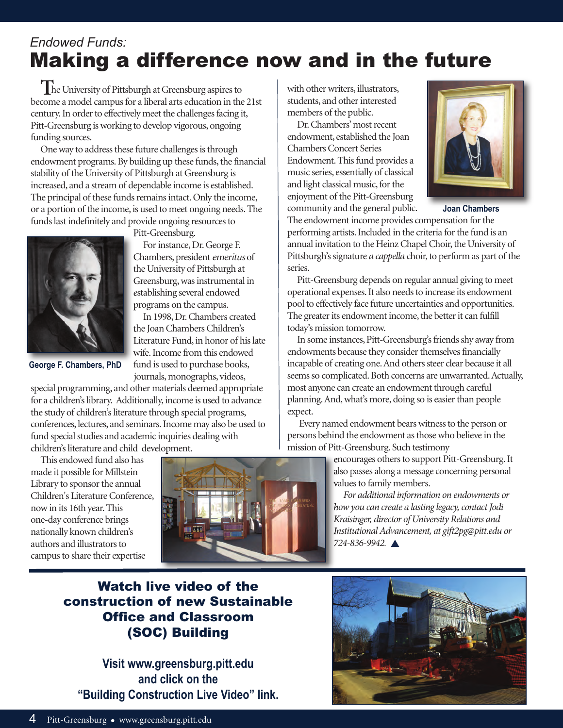*Endowed Funds:*

# Making a difference now and in the future

The University of Pittsburgh at Greensburg aspires to become a model campus for a liberal arts education in the 21st century. In order to effectively meet the challenges facing it, Pitt-Greensburg is working to develop vigorous, ongoing funding sources.

One way to address these future challenges is through endowment programs. By building up these funds, the financial stability of the University of Pittsburgh at Greensburg is increased, and a stream of dependable income is established. The principal of these funds remains intact. Only the income, or a portion of the income, is used to meet ongoing needs. The funds last indefinitely and provide ongoing resources to Pitt-Greensburg.

For instance, Dr. George F. Chambers, president *emeritus* of the University of Pittsburgh at Greensburg, was instrumental in establishing several endowed programs on the campus.

**George F. Chambers, PhD**

In 1998, Dr. Chambers created the Joan Chambers Children's Literature Fund, in honor of his late wife. Income from this endowed fund is used to purchase books, journals, monographs, videos, special programming, and other materials deemed appropriate for a children's library. Additionally, income is used to advance the study of children's literature through special programs, conferences, lectures, and seminars. Income may also be used to fund special studies and academic inquiries dealing with children's literature and child development.

This endowed fund also has made it possible for Millstein Library to sponsor the annual Children's Literature Conference, now in its 16th year. This one-day conference brings nationally known children's authors and illustrators to campus to share their expertise with other writers, illustrators, students, and other interested members of the public.

Dr. Chambers' most recent endowment, established the Joan Chambers Concert Series Endowment. This fund provides a music series, essentially of classical and light classical music, for the enjoyment of the Pitt-Greensburg community and the general public. The endowment income provides compensation for the performing artists. Included in the criteria for the fund is an annual invitation to the Heinz Chapel Choir, the University of Pittsburgh's signature *a cappella* choir, to perform as part of the series.

**Joan Chambers**

Pitt-Greensburg depends on regular annual giving to meet operational expenses. It also needs to increase its endowment pool to effectively face future uncertainties and opportunities. The greater its endowment income, the better it can fulfill today's mission tomorrow.

In some instances, Pitt-Greensburg's friends shy away from endowments because they consider themselves financially incapable of creating one. And others steer clear because it all seems so complicated. Both concerns are unwarranted. Actually, most anyone can create an endowment through careful planning. And, what's more, doing so is easier than people expect.

Every named endowment bears witness to the person or persons behind the endowment as those who believe in the mission of Pitt-Greensburg. Such testimony encourages others to support Pitt-Greensburg. It also passes along a message concerning personal values to family members.

*For additional information on endowments or how you can create a lasting legacy, contact Jodi Kraisinger, director of University Relations and Institutional Advancement, at gift2pg@pitt.edu or 724-836-9942.* ▲

## Watch live video of the construction of new Sustainable Office and Classroom (SOC) Building

**Visit www.greensburg.pitt.edu and click on the "Building Construction Live Video" link.**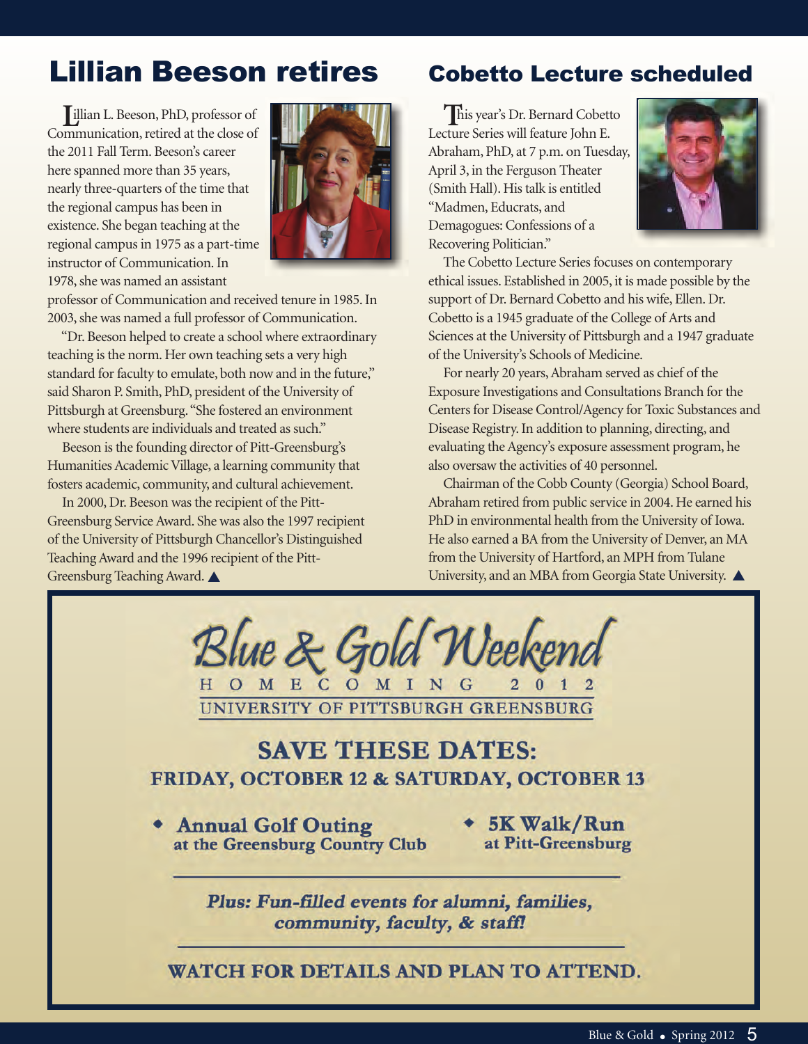## Lillian Beeson retires

Lillian L. Beeson, PhD, professor of Communication, retired at the close of the 2011 Fall Term. Beeson's career here spanned more than 35 years, nearly three-quarters of the time that the regional campus has been in existence. She began teaching at the regional campus in 1975 as a part-time instructor of Communication. In 1978, she was named an assistant professor of Communication and received tenure in 1985. In 2003, she was named a full professor of Communication.

"Dr. Beeson helped to create a school where extraordinary teaching is the norm. Her own teaching sets a very high standard for faculty to emulate, both now and in the future," said Sharon P. Smith, PhD, president of the University of Pittsburgh at Greensburg. "She fostered an environment where students are individuals and treated as such."

Beeson is the founding director of Pitt-Greensburg's Humanities Academic Village, a learning community that fosters academic, community, and cultural achievement.

In 2000, Dr. Beeson was the recipient of the Pitt-Greensburg Service Award. She was also the 1997 recipient of the University of Pittsburgh Chancellor's Distinguished Teaching Award and the 1996 recipient of the Pitt-Greensburg Teaching Award. ▲

## Cobetto Lecture scheduled

This year's Dr. Bernard Cobetto Lecture Series will feature John E. Abraham, PhD, at 7 p.m. on Tuesday, April 3, in the Ferguson Theater (Smith Hall). His talk is entitled "Madmen, Educrats, and Demagogues: Confessions of a Recovering Politician."

The Cobetto Lecture Series focuses on contemporary ethical issues. Established in 2005, it is made possible by the support of Dr. Bernard Cobetto and his wife, Ellen. Dr. Cobetto is a 1945 graduate of the College of Arts and Sciences at the University of Pittsburgh and a 1947 graduate of the University's Schools of Medicine.

For nearly 20 years, Abraham served as chief of the Exposure Investigations and Consultations Branch for the Centers for Disease Control/Agency for Toxic Substances and Disease Registry. In addition to planning, directing, and evaluating the Agency's exposure assessment program, he also oversaw the activities of 40 personnel.

Chairman of the Cobb County (Georgia) School Board, Abraham retired from public service in 2004. He earned his PhD in environmental health from the University of Iowa. He also earned a BA from the University of Denver, an MA from the University of Hartford, an MPH from Tulane University, and an MBA from Georgia State University. ▲

---

## *Blue & Gold Weekend*

HOMECOMING 2012

UNIVERSITY OF PITTSBURGH GREENSBURG

### SAVE THESE DATES:
### FRIDAY, OCTOBER 12 & SATURDAY, OCTOBER 13

- **Annual Golf Outing** at the Greensburg Country Club
- **5K Walk/Run** at Pitt-Greensburg

***Plus: Fun-filled events for alumni, families, community, faculty, & staff!***

**WATCH FOR DETAILS AND PLAN TO ATTEND.**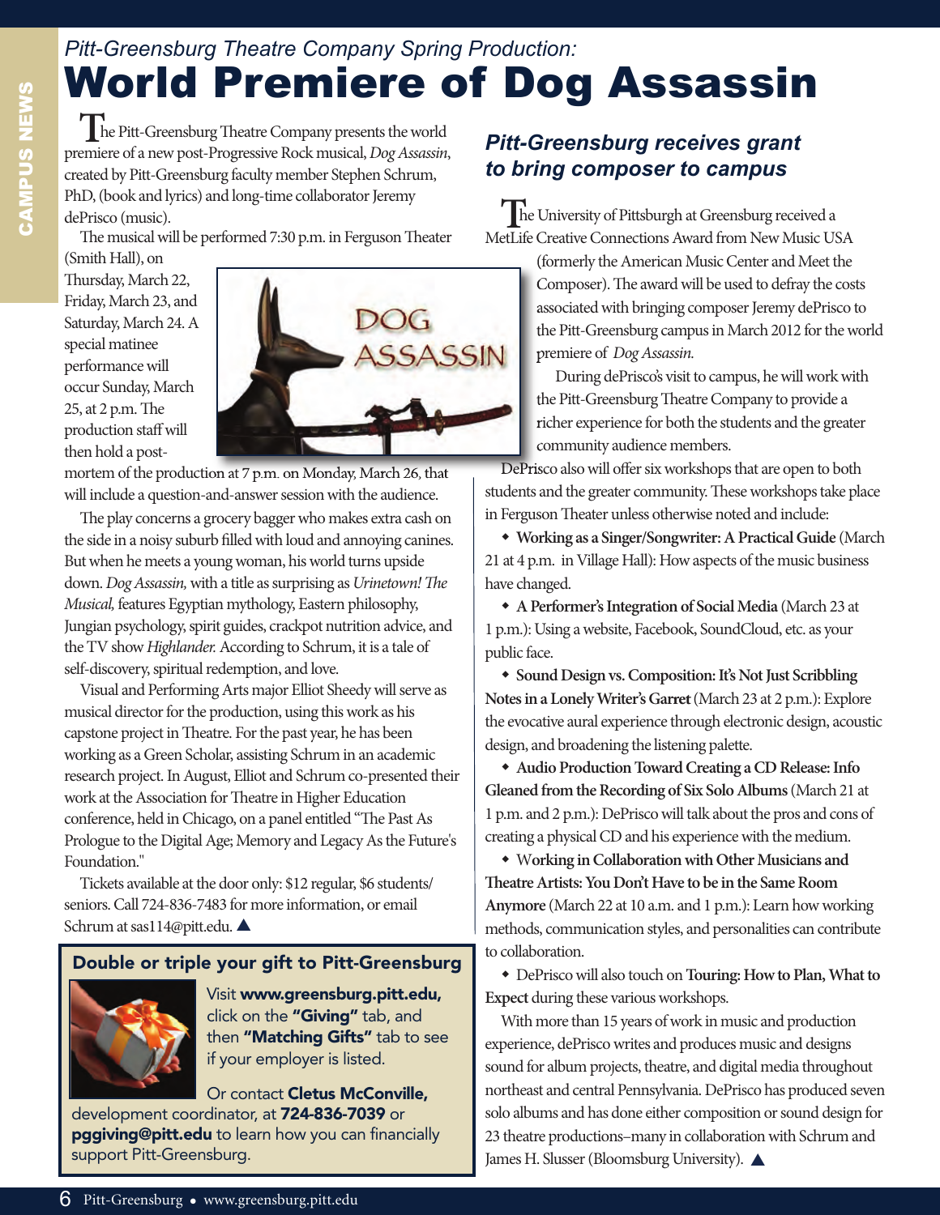*Pitt-Greensburg Theatre Company Spring Production:*

# World Premiere of Dog Assassin

The Pitt-Greensburg Theatre Company presents the world premiere of a new post-Progressive Rock musical, *Dog Assassin*, created by Pitt-Greensburg faculty member Stephen Schrum, PhD, (book and lyrics) and long-time collaborator Jeremy dePrisco (music).

The musical will be performed 7:30 p.m. in Ferguson Theater (Smith Hall), on Thursday, March 22, Friday, March 23, and Saturday, March 24. A special matinee performance will occur Sunday, March 25, at 2 p.m. The production staff will then hold a post-mortem of the production at 7 p.m. on Monday, March 26, that will include a question-and-answer session with the audience.

The play concerns a grocery bagger who makes extra cash on the side in a noisy suburb filled with loud and annoying canines. But when he meets a young woman, his world turns upside down. *Dog Assassin,* with a title as surprising as *Urinetown! The Musical,* features Egyptian mythology, Eastern philosophy, Jungian psychology, spirit guides, crackpot nutrition advice, and the TV show *Highlander.* According to Schrum, it is a tale of self-discovery, spiritual redemption, and love.

Visual and Performing Arts major Elliot Sheedy will serve as musical director for the production, using this work as his capstone project in Theatre. For the past year, he has been working as a Green Scholar, assisting Schrum in an academic research project. In August, Elliot and Schrum co-presented their work at the Association for Theatre in Higher Education conference, held in Chicago, on a panel entitled "The Past As Prologue to the Digital Age; Memory and Legacy As the Future's Foundation."

Tickets available at the door only: $12 regular, $6 students/seniors. Call 724-836-7483 for more information, or email Schrum at sas114@pitt.edu. ▲

## Double or triple your gift to Pitt-Greensburg

Visit **www.greensburg.pitt.edu,** click on the **"Giving"** tab, and then **"Matching Gifts"** tab to see if your employer is listed.

Or contact **Cletus McConville,** development coordinator, at **724-836-7039** or **pggiving@pitt.edu** to learn how you can financially support Pitt-Greensburg.

## *Pitt-Greensburg receives grant to bring composer to campus*

The University of Pittsburgh at Greensburg received a MetLife Creative Connections Award from New Music USA (formerly the American Music Center and Meet the Composer). The award will be used to defray the costs associated with bringing composer Jeremy dePrisco to the Pitt-Greensburg campus in March 2012 for the world premiere of *Dog Assassin.*

During dePrisco's visit to campus, he will work with the Pitt-Greensburg Theatre Company to provide a richer experience for both the students and the greater community audience members.

DePrisco also will offer six workshops that are open to both students and the greater community. These workshops take place in Ferguson Theater unless otherwise noted and include:

- **Working as a Singer/Songwriter: A Practical Guide** (March 21 at 4 p.m. in Village Hall): How aspects of the music business have changed.
- **A Performer's Integration of Social Media** (March 23 at 1 p.m.): Using a website, Facebook, SoundCloud, etc. as your public face.
- **Sound Design vs. Composition: It's Not Just Scribbling Notes in a Lonely Writer's Garret** (March 23 at 2 p.m.): Explore the evocative aural experience through electronic design, acoustic design, and broadening the listening palette.
- **Audio Production Toward Creating a CD Release: Info Gleaned from the Recording of Six Solo Albums** (March 21 at 1 p.m. and 2 p.m.): DePrisco will talk about the pros and cons of creating a physical CD and his experience with the medium.
- **Working in Collaboration with Other Musicians and Theatre Artists: You Don't Have to be in the Same Room Anymore** (March 22 at 10 a.m. and 1 p.m.): Learn how working methods, communication styles, and personalities can contribute to collaboration.
- DePrisco will also touch on **Touring: How to Plan, What to Expect** during these various workshops.

With more than 15 years of work in music and production experience, dePrisco writes and produces music and designs sound for album projects, theatre, and digital media throughout northeast and central Pennsylvania. DePrisco has produced seven solo albums and has done either composition or sound design for 23 theatre productions–many in collaboration with Schrum and James H. Slusser (Bloomsburg University). ▲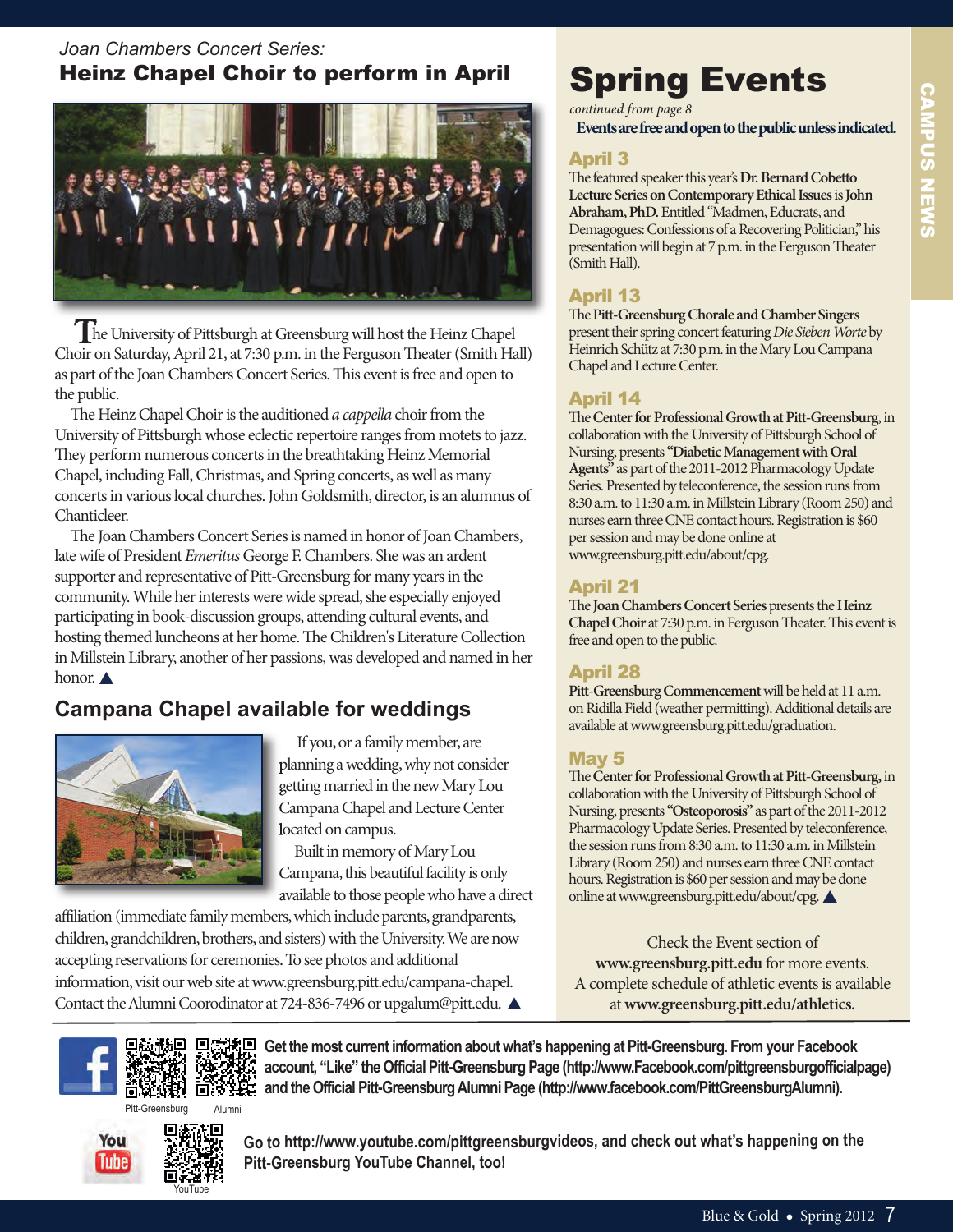*Joan Chambers Concert Series:*

## Heinz Chapel Choir to perform in April

The University of Pittsburgh at Greensburg will host the Heinz Chapel Choir on Saturday, April 21, at 7:30 p.m. in the Ferguson Theater (Smith Hall) as part of the Joan Chambers Concert Series. This event is free and open to the public.

The Heinz Chapel Choir is the auditioned *a cappella* choir from the University of Pittsburgh whose eclectic repertoire ranges from motets to jazz. They perform numerous concerts in the breathtaking Heinz Memorial Chapel, including Fall, Christmas, and Spring concerts, as well as many concerts in various local churches. John Goldsmith, director, is an alumnus of Chanticleer.

The Joan Chambers Concert Series is named in honor of Joan Chambers, late wife of President *Emeritus* George F. Chambers. She was an ardent supporter and representative of Pitt-Greensburg for many years in the community. While her interests were wide spread, she especially enjoyed participating in book-discussion groups, attending cultural events, and hosting themed luncheons at her home. The Children's Literature Collection in Millstein Library, another of her passions, was developed and named in her honor. ▲

## Campana Chapel available for weddings

If you, or a family member, are planning a wedding, why not consider getting married in the new Mary Lou Campana Chapel and Lecture Center located on campus.

Built in memory of Mary Lou Campana, this beautiful facility is only available to those people who have a direct affiliation (immediate family members, which include parents, grandparents, children, grandchildren, brothers, and sisters) with the University. We are now accepting reservations for ceremonies. To see photos and additional information, visit our web site at www.greensburg.pitt.edu/campana-chapel. Contact the Alumni Coorodinator at 724-836-7496 or upgalum@pitt.edu. ▲

# Spring Events

*continued from page 8*

**Events are free and open to the public unless indicated.**

### April 3

The featured speaker this year's **Dr. Bernard Cobetto Lecture Series on Contemporary Ethical Issues** is **John Abraham, PhD.** Entitled "Madmen, Educrats, and Demagogues: Confessions of a Recovering Politician," his presentation will begin at 7 p.m. in the Ferguson Theater (Smith Hall).

### April 13

The **Pitt-Greensburg Chorale and Chamber Singers** present their spring concert featuring *Die Sieben Worte* by Heinrich Schütz at 7:30 p.m. in the Mary Lou Campana Chapel and Lecture Center.

### April 14

The **Center for Professional Growth at Pitt-Greensburg**, in collaboration with the University of Pittsburgh School of Nursing, presents **"Diabetic Management with Oral Agents"** as part of the 2011-2012 Pharmacology Update Series. Presented by teleconference, the session runs from 8:30 a.m. to 11:30 a.m. in Millstein Library (Room 250) and nurses earn three CNE contact hours. Registration is $60 per session and may be done online at www.greensburg.pitt.edu/about/cpg.

### April 21

The **Joan Chambers Concert Series** presents the **Heinz Chapel Choir** at 7:30 p.m. in Ferguson Theater. This event is free and open to the public.

### April 28

**Pitt-Greensburg Commencement** will be held at 11 a.m. on Ridilla Field (weather permitting). Additional details are available at www.greensburg.pitt.edu/graduation.

### May 5

The **Center for Professional Growth at Pitt-Greensburg**, in collaboration with the University of Pittsburgh School of Nursing, presents **"Osteoporosis"** as part of the 2011-2012 Pharmacology Update Series. Presented by teleconference, the session runs from 8:30 a.m. to 11:30 a.m. in Millstein Library (Room 250) and nurses earn three CNE contact hours. Registration is $60 per session and may be done online at www.greensburg.pitt.edu/about/cpg. ▲

Check the Event section of **www.greensburg.pitt.edu** for more events. A complete schedule of athletic events is available at **www.greensburg.pitt.edu/athletics.**

**Get the most current information about what's happening at Pitt-Greensburg. From your Facebook account, "Like" the Official Pitt-Greensburg Page (http://www.Facebook.com/pittgreensburgofficialpage) and the Official Pitt-Greensburg Alumni Page (http://www.facebook.com/PittGreensburgAlumni).**

Pitt-Greensburg Alumni

**Go to http://www.youtube.com/pittgreensburgvideos, and check out what's happening on the Pitt-Greensburg YouTube Channel, too!**

YouTube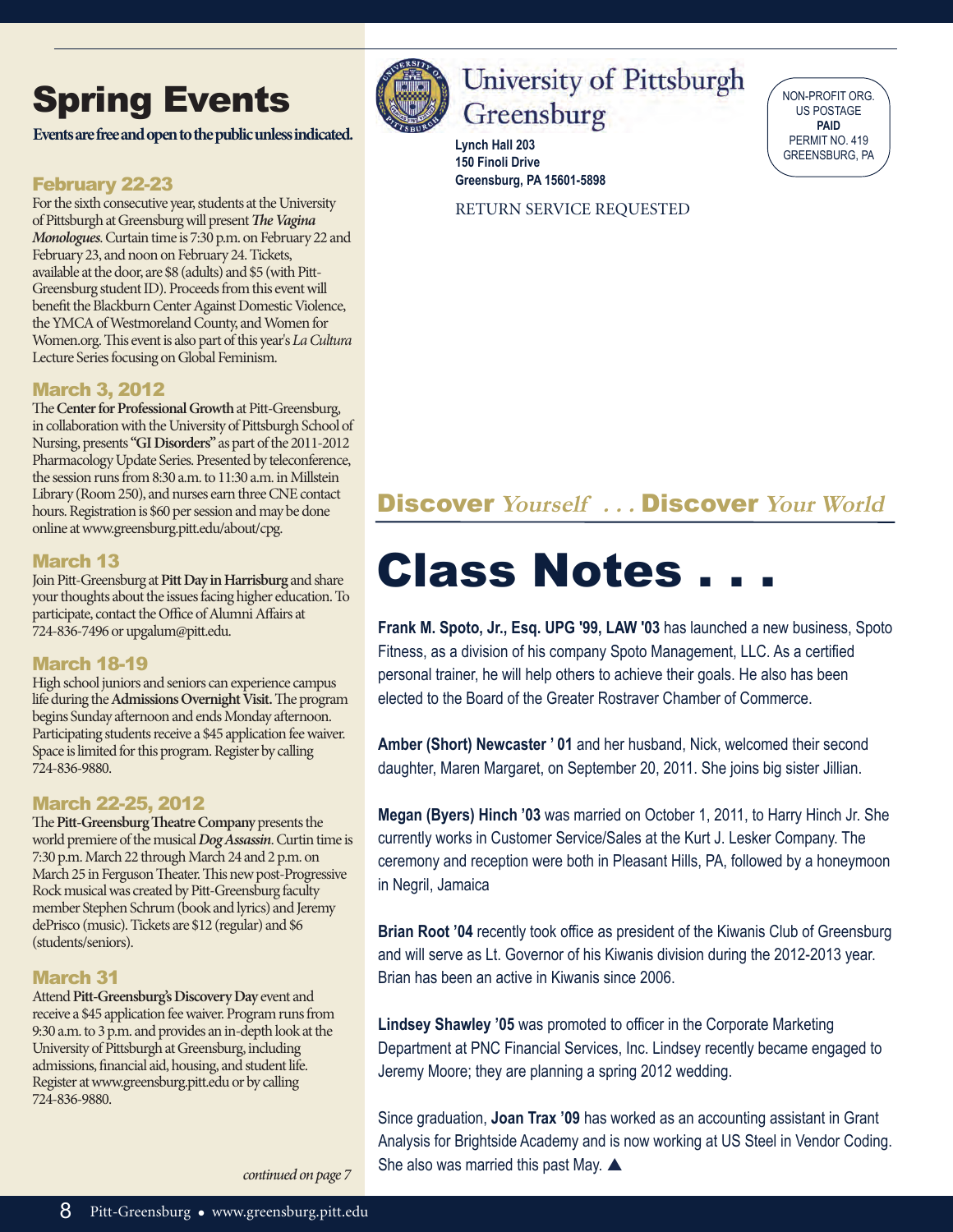# Spring Events

**Events are free and open to the public unless indicated.**

### February 22-23

For the sixth consecutive year, students at the University of Pittsburgh at Greensburg will present ***The Vagina Monologues***. Curtain time is 7:30 p.m. on February 22 and February 23, and noon on February 24. Tickets, available at the door, are $8 (adults) and $5 (with Pitt-Greensburg student ID). Proceeds from this event will benefit the Blackburn Center Against Domestic Violence, the YMCA of Westmoreland County, and Women for Women.org. This event is also part of this year's *La Cultura* Lecture Series focusing on Global Feminism.

### March 3, 2012

The **Center for Professional Growth** at Pitt-Greensburg, in collaboration with the University of Pittsburgh School of Nursing, presents **"GI Disorders"** as part of the 2011-2012 Pharmacology Update Series. Presented by teleconference, the session runs from 8:30 a.m. to 11:30 a.m. in Millstein Library (Room 250), and nurses earn three CNE contact hours. Registration is $60 per session and may be done online at www.greensburg.pitt.edu/about/cpg.

### March 13

Join Pitt-Greensburg at **Pitt Day in Harrisburg** and share your thoughts about the issues facing higher education. To participate, contact the Office of Alumni Affairs at 724-836-7496 or upgalum@pitt.edu.

### March 18-19

High school juniors and seniors can experience campus life during the **Admissions Overnight Visit.** The program begins Sunday afternoon and ends Monday afternoon. Participating students receive a $45 application fee waiver. Space is limited for this program. Register by calling 724-836-9880.

### March 22-25, 2012

The **Pitt-Greensburg Theatre Company** presents the world premiere of the musical ***Dog Assassin***. Curtin time is 7:30 p.m. March 22 through March 24 and 2 p.m. on March 25 in Ferguson Theater. This new post-Progressive Rock musical was created by Pitt-Greensburg faculty member Stephen Schrum (book and lyrics) and Jeremy dePrisco (music). Tickets are $12 (regular) and $6 (students/seniors).

### March 31

Attend **Pitt-Greensburg's Discovery Day** event and receive a $45 application fee waiver. Program runs from 9:30 a.m. to 3 p.m. and provides an in-depth look at the University of Pittsburgh at Greensburg, including admissions, financial aid, housing, and student life. Register at www.greensburg.pitt.edu or by calling 724-836-9880.

*continued on page 7*

University of Pittsburgh Greensburg

**Lynch Hall 203**
**150 Finoli Drive**
**Greensburg, PA 15601-5898**

RETURN SERVICE REQUESTED

NON-PROFIT ORG.
US POSTAGE
**PAID**
PERMIT NO. 419
GREENSBURG, PA

**Discover** *Yourself* . . . **Discover** *Your World*

# Class Notes . . .

**Frank M. Spoto, Jr., Esq. UPG '99, LAW '03** has launched a new business, Spoto Fitness, as a division of his company Spoto Management, LLC. As a certified personal trainer, he will help others to achieve their goals. He also has been elected to the Board of the Greater Rostraver Chamber of Commerce.

**Amber (Short) Newcaster ' 01** and her husband, Nick, welcomed their second daughter, Maren Margaret, on September 20, 2011. She joins big sister Jillian.

**Megan (Byers) Hinch '03** was married on October 1, 2011, to Harry Hinch Jr. She currently works in Customer Service/Sales at the Kurt J. Lesker Company. The ceremony and reception were both in Pleasant Hills, PA, followed by a honeymoon in Negril, Jamaica

**Brian Root '04** recently took office as president of the Kiwanis Club of Greensburg and will serve as Lt. Governor of his Kiwanis division during the 2012-2013 year. Brian has been an active in Kiwanis since 2006.

**Lindsey Shawley '05** was promoted to officer in the Corporate Marketing Department at PNC Financial Services, Inc. Lindsey recently became engaged to Jeremy Moore; they are planning a spring 2012 wedding.

Since graduation, **Joan Trax '09** has worked as an accounting assistant in Grant Analysis for Brightside Academy and is now working at US Steel in Vendor Coding. She also was married this past May. ▲